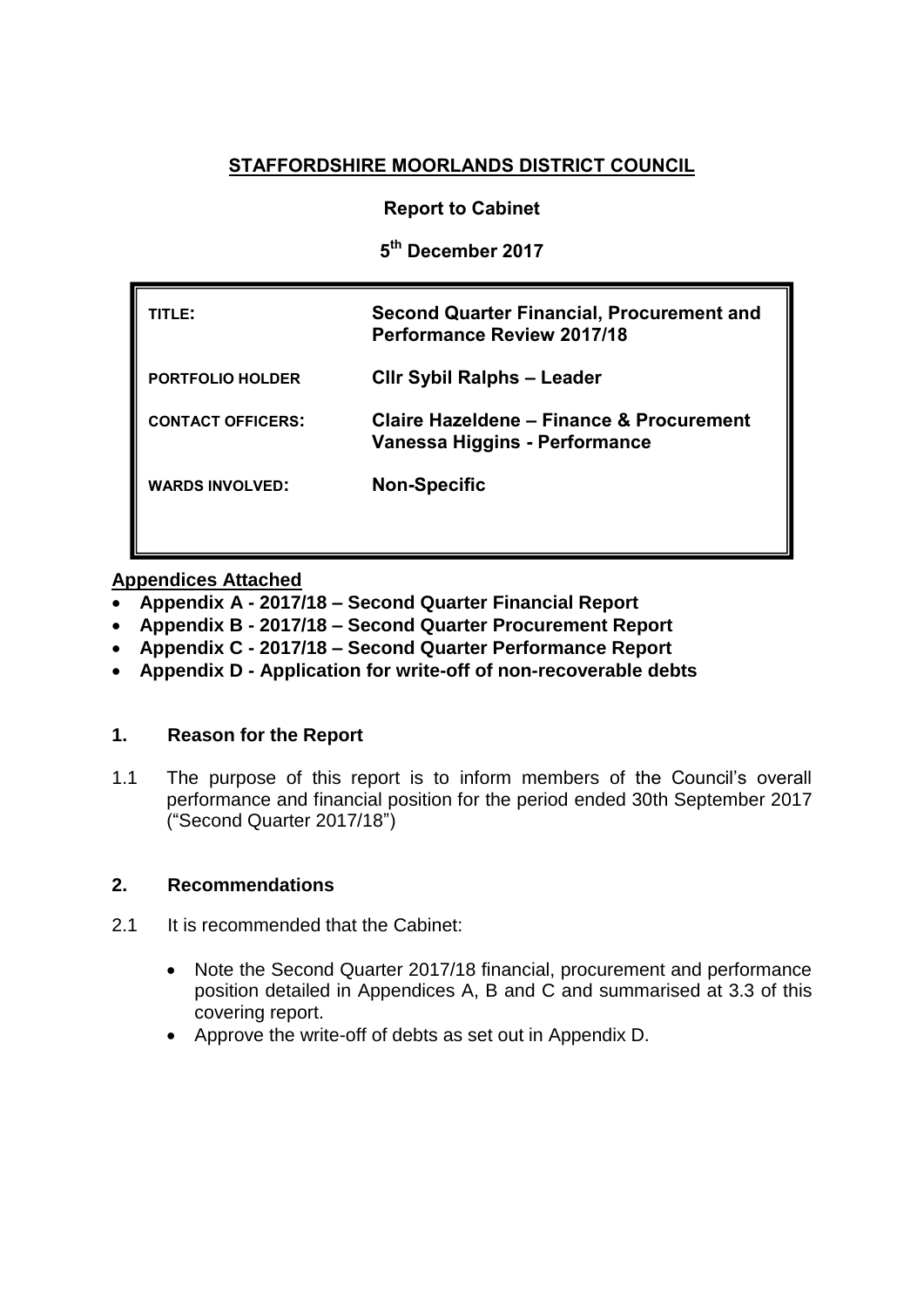# STAFFORDSHIRE MOORLANDS DISTRICT COUNCIL

**Report to Cabinet**

**5th December 2017**

| | |
|---|---|
| **TITLE:** | **Second Quarter Financial, Procurement and Performance Review 2017/18** |
| **PORTFOLIO HOLDER** | **Cllr Sybil Ralphs – Leader** |
| **CONTACT OFFICERS:** | **Claire Hazeldene – Finance & Procurement**<br>**Vanessa Higgins - Performance** |
| **WARDS INVOLVED:** | **Non-Specific** |

**Appendices Attached**

- **Appendix A - 2017/18 – Second Quarter Financial Report**
- **Appendix B - 2017/18 – Second Quarter Procurement Report**
- **Appendix C - 2017/18 – Second Quarter Performance Report**
- **Appendix D - Application for write-off of non-recoverable debts**

## 1. Reason for the Report

1.1 The purpose of this report is to inform members of the Council's overall performance and financial position for the period ended 30th September 2017 ("Second Quarter 2017/18")

## 2. Recommendations

2.1 It is recommended that the Cabinet:

- Note the Second Quarter 2017/18 financial, procurement and performance position detailed in Appendices A, B and C and summarised at 3.3 of this covering report.
- Approve the write-off of debts as set out in Appendix D.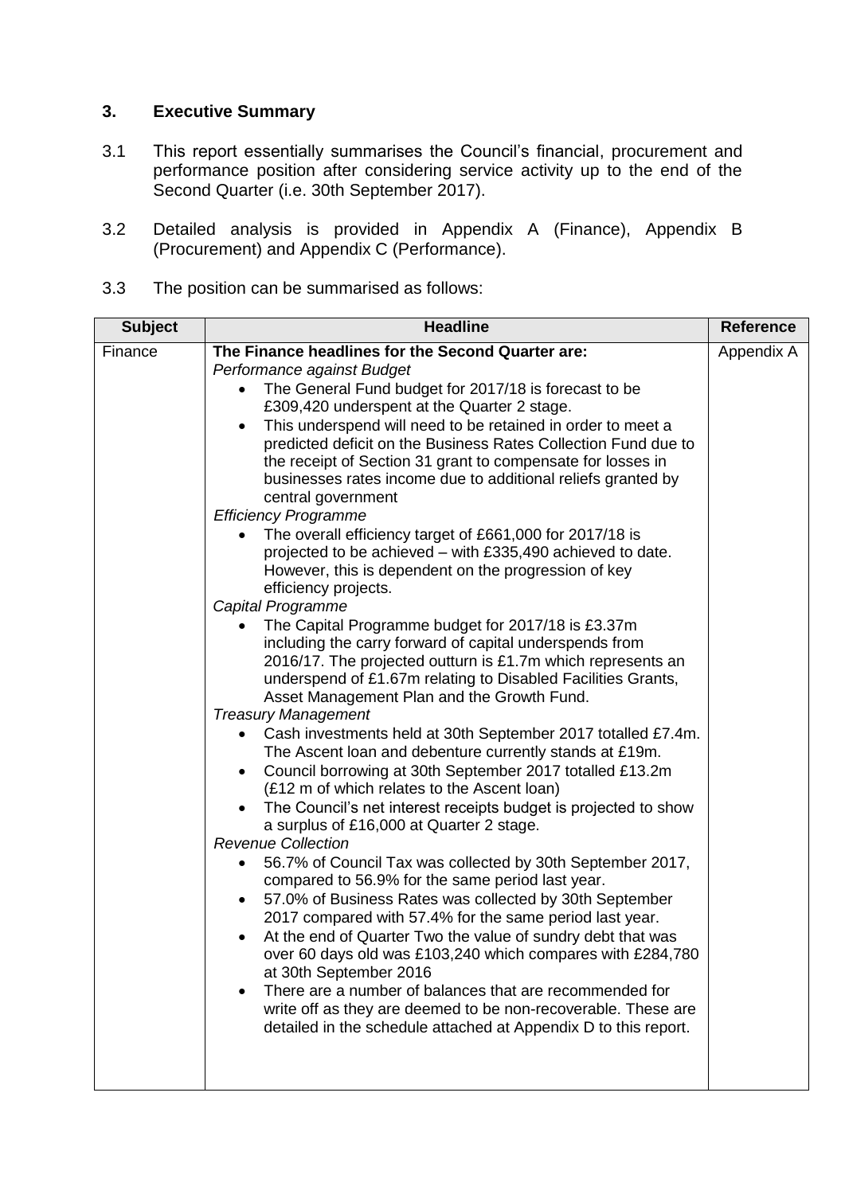## 3. Executive Summary

3.1 This report essentially summarises the Council's financial, procurement and performance position after considering service activity up to the end of the Second Quarter (i.e. 30th September 2017).

3.2 Detailed analysis is provided in Appendix A (Finance), Appendix B (Procurement) and Appendix C (Performance).

3.3 The position can be summarised as follows:

| Subject | Headline | Reference |
|---|---|---|
| Finance | **The Finance headlines for the Second Quarter are:**<br>*Performance against Budget*<br>• The General Fund budget for 2017/18 is forecast to be £309,420 underspent at the Quarter 2 stage.<br>• This underspend will need to be retained in order to meet a predicted deficit on the Business Rates Collection Fund due to the receipt of Section 31 grant to compensate for losses in businesses rates income due to additional reliefs granted by central government<br>*Efficiency Programme*<br>• The overall efficiency target of £661,000 for 2017/18 is projected to be achieved – with £335,490 achieved to date. However, this is dependent on the progression of key efficiency projects.<br>*Capital Programme*<br>• The Capital Programme budget for 2017/18 is £3.37m including the carry forward of capital underspends from 2016/17. The projected outturn is £1.7m which represents an underspend of £1.67m relating to Disabled Facilities Grants, Asset Management Plan and the Growth Fund.<br>*Treasury Management*<br>• Cash investments held at 30th September 2017 totalled £7.4m. The Ascent loan and debenture currently stands at £19m.<br>• Council borrowing at 30th September 2017 totalled £13.2m (£12 m of which relates to the Ascent loan)<br>• The Council's net interest receipts budget is projected to show a surplus of £16,000 at Quarter 2 stage.<br>*Revenue Collection*<br>• 56.7% of Council Tax was collected by 30th September 2017, compared to 56.9% for the same period last year.<br>• 57.0% of Business Rates was collected by 30th September 2017 compared with 57.4% for the same period last year.<br>• At the end of Quarter Two the value of sundry debt that was over 60 days old was £103,240 which compares with £284,780 at 30th September 2016<br>• There are a number of balances that are recommended for write off as they are deemed to be non-recoverable. These are detailed in the schedule attached at Appendix D to this report. | Appendix A |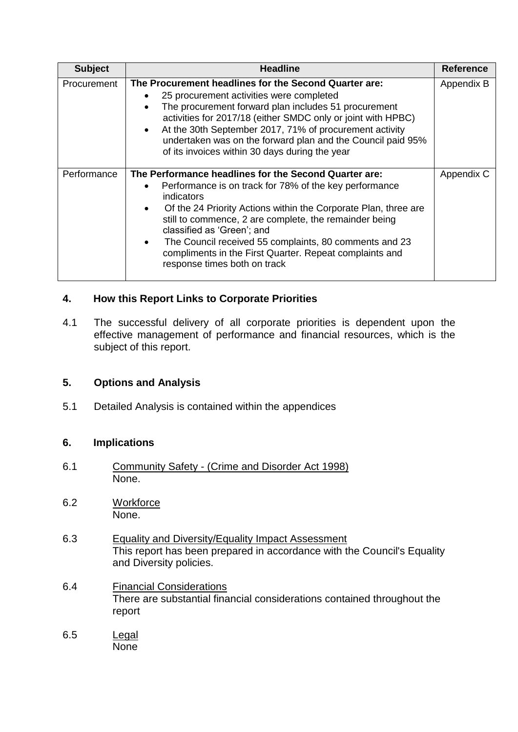| Subject | Headline | Reference |
|---|---|---|
| Procurement | **The Procurement headlines for the Second Quarter are:**<br>• 25 procurement activities were completed<br>• The procurement forward plan includes 51 procurement activities for 2017/18 (either SMDC only or joint with HPBC)<br>• At the 30th September 2017, 71% of procurement activity undertaken was on the forward plan and the Council paid 95% of its invoices within 30 days during the year | Appendix B |
| Performance | **The Performance headlines for the Second Quarter are:**<br>• Performance is on track for 78% of the key performance indicators<br>• Of the 24 Priority Actions within the Corporate Plan, three are still to commence, 2 are complete, the remainder being classified as 'Green'; and<br>• The Council received 55 complaints, 80 comments and 23 compliments in the First Quarter. Repeat complaints and response times both on track | Appendix C |

## 4. How this Report Links to Corporate Priorities

4.1 The successful delivery of all corporate priorities is dependent upon the effective management of performance and financial resources, which is the subject of this report.

## 5. Options and Analysis

5.1 Detailed Analysis is contained within the appendices

## 6. Implications

6.1 Community Safety - (Crime and Disorder Act 1998)
None.

6.2 Workforce
None.

6.3 Equality and Diversity/Equality Impact Assessment
This report has been prepared in accordance with the Council's Equality and Diversity policies.

6.4 Financial Considerations
There are substantial financial considerations contained throughout the report

6.5 Legal
None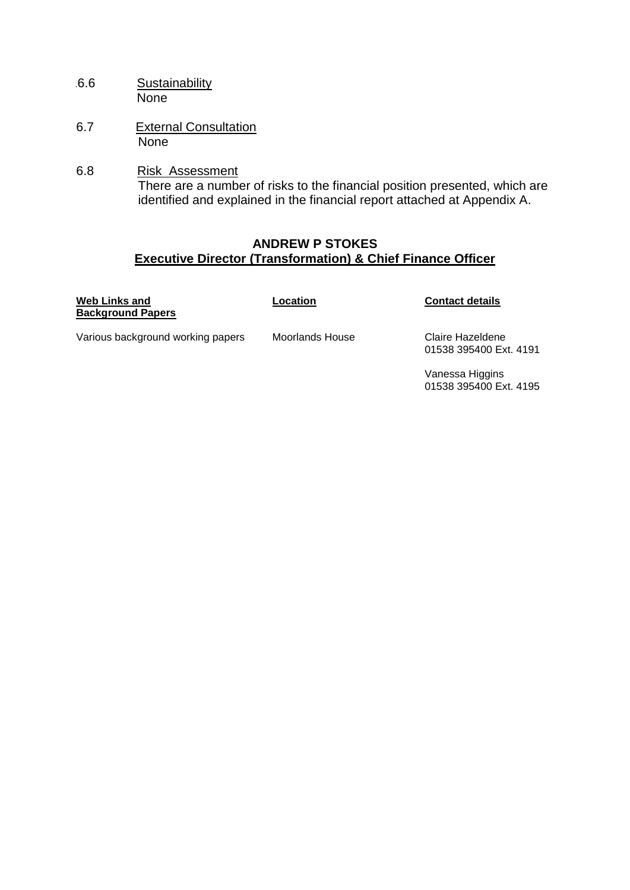.6.6 Sustainability
None

6.7 External Consultation
None

6.8 Risk Assessment
There are a number of risks to the financial position presented, which are identified and explained in the financial report attached at Appendix A.

**ANDREW P STOKES**
**Executive Director (Transformation) & Chief Finance Officer**

| Web Links and Background Papers | Location | Contact details |
|---|---|---|
| Various background working papers | Moorlands House | Claire Hazeldene<br>01538 395400 Ext. 4191 |
| | | Vanessa Higgins<br>01538 395400 Ext. 4195 |